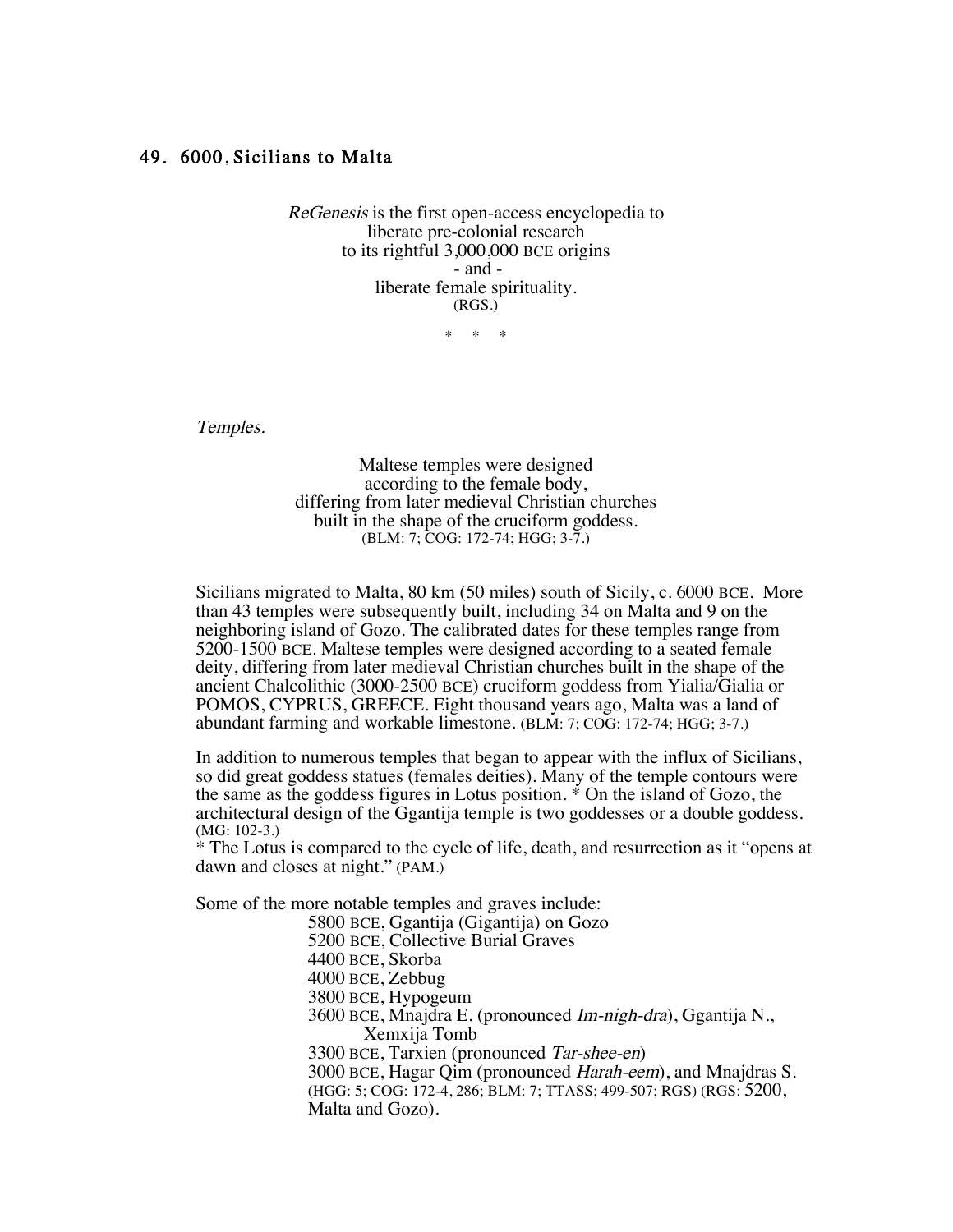## 49. 6000, Sicilians to Malta

*ReGenesis* is the first open-access encyclopedia to
liberate pre-colonial research
to its rightful 3,000,000 BCE origins
\- and -
liberate female spirituality.
(RGS.)

\* \* \*

*Temples.*

Maltese temples were designed
according to the female body,
differing from later medieval Christian churches
built in the shape of the cruciform goddess.
(BLM: 7; COG: 172-74; HGG; 3-7.)

Sicilians migrated to Malta, 80 km (50 miles) south of Sicily, c. 6000 BCE. More than 43 temples were subsequently built, including 34 on Malta and 9 on the neighboring island of Gozo. The calibrated dates for these temples range from 5200-1500 BCE. Maltese temples were designed according to a seated female deity, differing from later medieval Christian churches built in the shape of the ancient Chalcolithic (3000-2500 BCE) cruciform goddess from Yialia/Gialia or POMOS, CYPRUS, GREECE. Eight thousand years ago, Malta was a land of abundant farming and workable limestone. (BLM: 7; COG: 172-74; HGG; 3-7.)

In addition to numerous temples that began to appear with the influx of Sicilians, so did great goddess statues (females deities). Many of the temple contours were the same as the goddess figures in Lotus position. * On the island of Gozo, the architectural design of the Ggantija temple is two goddesses or a double goddess. (MG: 102-3.)
\* The Lotus is compared to the cycle of life, death, and resurrection as it "opens at dawn and closes at night." (PAM.)

Some of the more notable temples and graves include:

- 5800 BCE, Ggantija (Gigantija) on Gozo
- 5200 BCE, Collective Burial Graves
- 4400 BCE, Skorba
- 4000 BCE, Zebbug
- 3800 BCE, Hypogeum
- 3600 BCE, Mnajdra E. (pronounced *Im-nigh-dra*), Ggantija N., Xemxija Tomb
- 3300 BCE, Tarxien (pronounced *Tar-shee-en*)
- 3000 BCE, Hagar Qim (pronounced *Harah-eem*), and Mnajdras S.

(HGG: 5; COG: 172-4, 286; BLM: 7; TTASS; 499-507; RGS) (RGS: 5200, Malta and Gozo).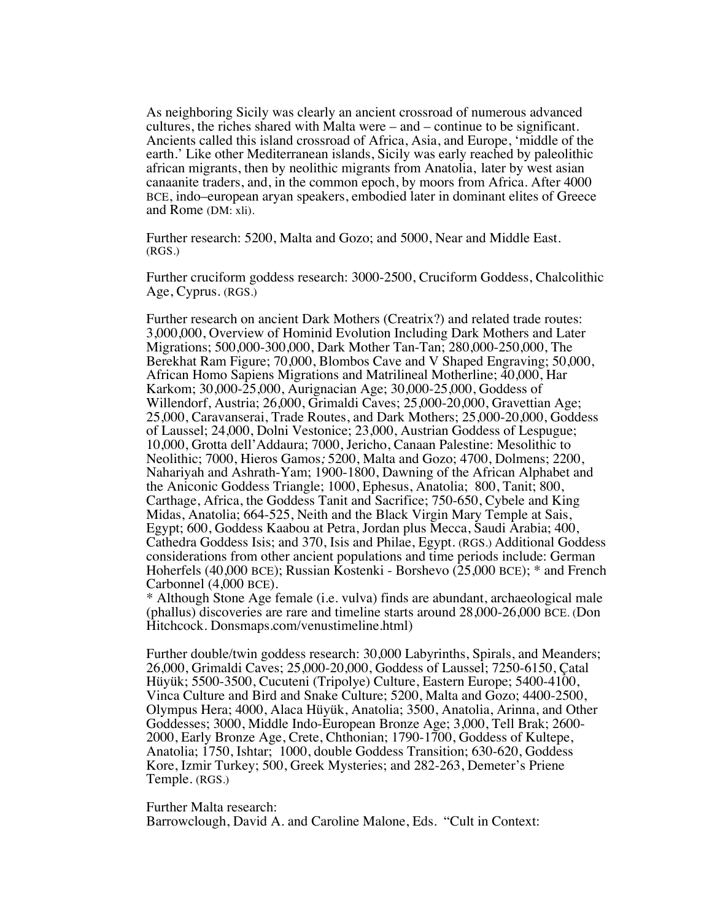As neighboring Sicily was clearly an ancient crossroad of numerous advanced cultures, the riches shared with Malta were – and – continue to be significant. Ancients called this island crossroad of Africa, Asia, and Europe, 'middle of the earth.' Like other Mediterranean islands, Sicily was early reached by paleolithic african migrants, then by neolithic migrants from Anatolia, later by west asian canaanite traders, and, in the common epoch, by moors from Africa. After 4000 BCE, indo–european aryan speakers, embodied later in dominant elites of Greece and Rome (DM: xli).

Further research: 5200, Malta and Gozo; and 5000, Near and Middle East. (RGS.)

Further cruciform goddess research: 3000-2500, Cruciform Goddess, Chalcolithic Age, Cyprus. (RGS.)

Further research on ancient Dark Mothers (Creatrix?) and related trade routes: 3,000,000, Overview of Hominid Evolution Including Dark Mothers and Later Migrations; 500,000-300,000, Dark Mother Tan-Tan; 280,000-250,000, The Berekhat Ram Figure; 70,000, Blombos Cave and V Shaped Engraving; 50,000, African Homo Sapiens Migrations and Matrilineal Motherline; 40,000, Har Karkom; 30,000-25,000, Aurignacian Age; 30,000-25,000, Goddess of Willendorf, Austria; 26,000, Grimaldi Caves; 25,000-20,000, Gravettian Age; 25,000, Caravanserai, Trade Routes, and Dark Mothers; 25,000-20,000, Goddess of Laussel; 24,000, Dolni Vestonice; 23,000, Austrian Goddess of Lespugue; 10,000, Grotta dell'Addaura; 7000, Jericho, Canaan Palestine: Mesolithic to Neolithic; 7000, Hieros Gamos*;* 5200, Malta and Gozo; 4700, Dolmens; 2200, Nahariyah and Ashrath-Yam; 1900-1800, Dawning of the African Alphabet and the Aniconic Goddess Triangle; 1000, Ephesus, Anatolia; 800, Tanit; 800, Carthage, Africa, the Goddess Tanit and Sacrifice; 750-650, Cybele and King Midas, Anatolia; 664-525, Neith and the Black Virgin Mary Temple at Sais, Egypt; 600, Goddess Kaabou at Petra, Jordan plus Mecca, Saudi Arabia; 400, Cathedra Goddess Isis; and 370, Isis and Philae, Egypt. (RGS.) Additional Goddess considerations from other ancient populations and time periods include: German Hoherfels (40,000 BCE); Russian Kostenki - Borshevo (25,000 BCE); * and French Carbonnel (4,000 BCE).

* Although Stone Age female (i.e. vulva) finds are abundant, archaeological male (phallus) discoveries are rare and timeline starts around 28,000-26,000 BCE. (Don Hitchcock. Donsmaps.com/venustimeline.html)

Further double/twin goddess research: 30,000 Labyrinths, Spirals, and Meanders; 26,000, Grimaldi Caves; 25,000-20,000, Goddess of Laussel; 7250-6150, Çatal Hüyük; 5500-3500, Cucuteni (Tripolye) Culture, Eastern Europe; 5400-4100, Vinca Culture and Bird and Snake Culture; 5200, Malta and Gozo; 4400-2500, Olympus Hera; 4000, Alaca Hüyük, Anatolia; 3500, Anatolia, Arinna, and Other Goddesses; 3000, Middle Indo-European Bronze Age; 3,000, Tell Brak; 2600-2000, Early Bronze Age, Crete, Chthonian; 1790-1700, Goddess of Kultepe, Anatolia; 1750, Ishtar; 1000, double Goddess Transition; 630-620, Goddess Kore, Izmir Turkey; 500, Greek Mysteries; and 282-263, Demeter's Priene Temple. (RGS.)

Further Malta research:

Barrowclough, David A. and Caroline Malone, Eds. "Cult in Context: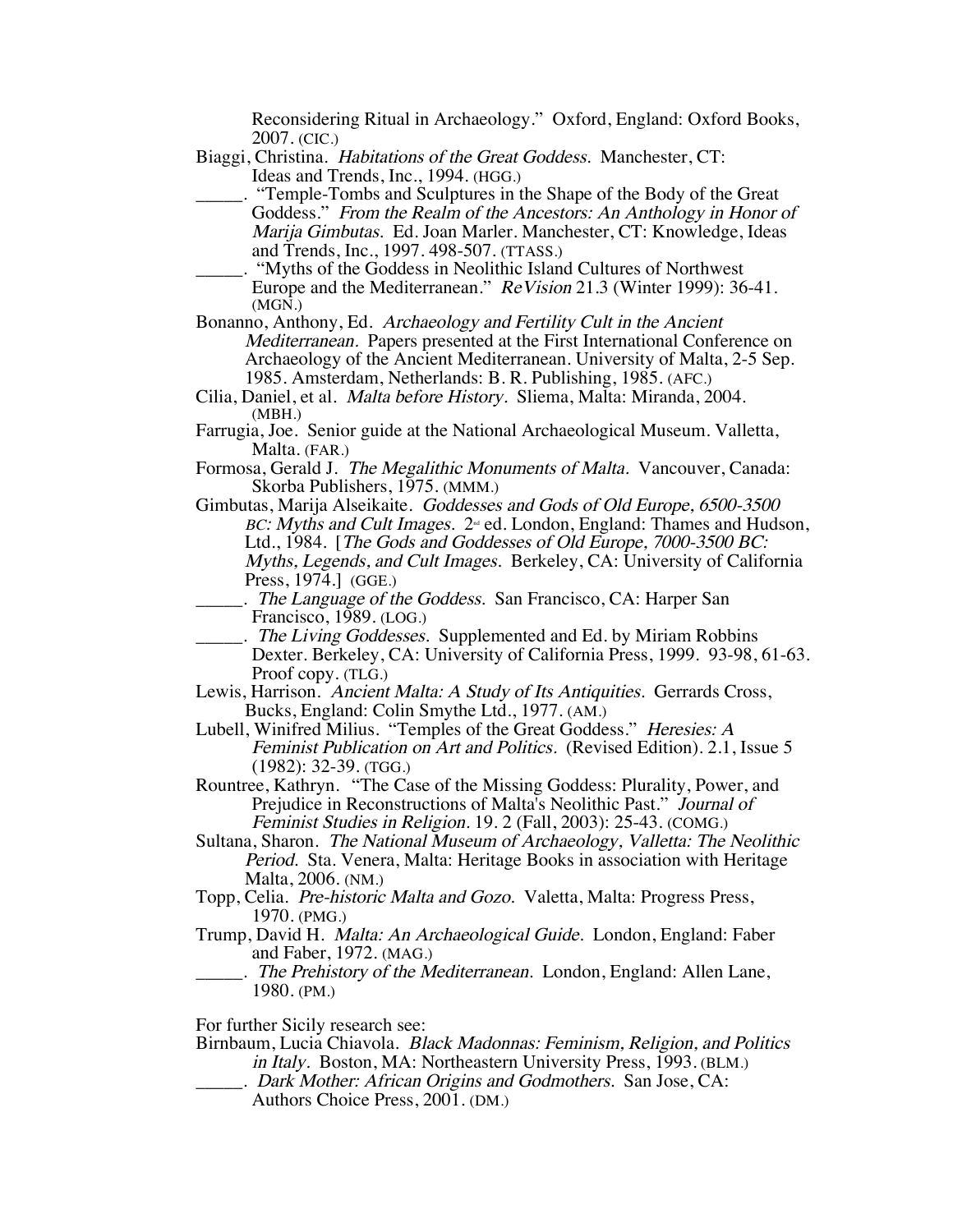Reconsidering Ritual in Archaeology." Oxford, England: Oxford Books, 2007. (CIC.)

Biaggi, Christina. *Habitations of the Great Goddess.* Manchester, CT: Ideas and Trends, Inc., 1994. (HGG.)

_____. "Temple-Tombs and Sculptures in the Shape of the Body of the Great Goddess." *From the Realm of the Ancestors: An Anthology in Honor of Marija Gimbutas.* Ed. Joan Marler. Manchester, CT: Knowledge, Ideas and Trends, Inc., 1997. 498-507. (TTASS.)

_____. "Myths of the Goddess in Neolithic Island Cultures of Northwest Europe and the Mediterranean." *ReVision* 21.3 (Winter 1999): 36-41. (MGN.)

Bonanno, Anthony, Ed. *Archaeology and Fertility Cult in the Ancient Mediterranean.* Papers presented at the First International Conference on Archaeology of the Ancient Mediterranean. University of Malta, 2-5 Sep. 1985. Amsterdam, Netherlands: B. R. Publishing, 1985. (AFC.)

Cilia, Daniel, et al. *Malta before History.* Sliema, Malta: Miranda, 2004. (MBH.)

Farrugia, Joe. Senior guide at the National Archaeological Museum. Valletta, Malta. (FAR.)

Formosa, Gerald J. *The Megalithic Monuments of Malta.* Vancouver, Canada: Skorba Publishers, 1975. (MMM.)

Gimbutas, Marija Alseikaite. *Goddesses and Gods of Old Europe, 6500-3500 BC: Myths and Cult Images.* 2nd ed. London, England: Thames and Hudson, Ltd., 1984. [*The Gods and Goddesses of Old Europe, 7000-3500 BC: Myths, Legends, and Cult Images.* Berkeley, CA: University of California Press, 1974.] (GGE.)

_____. *The Language of the Goddess.* San Francisco, CA: Harper San Francisco, 1989. (LOG.)

_____. *The Living Goddesses.* Supplemented and Ed. by Miriam Robbins Dexter. Berkeley, CA: University of California Press, 1999. 93-98, 61-63. Proof copy. (TLG.)

Lewis, Harrison. *Ancient Malta: A Study of Its Antiquities.* Gerrards Cross, Bucks, England: Colin Smythe Ltd., 1977. (AM.)

Lubell, Winifred Milius. "Temples of the Great Goddess." *Heresies: A Feminist Publication on Art and Politics.* (Revised Edition). 2.1, Issue 5 (1982): 32-39. (TGG.)

Rountree, Kathryn. "The Case of the Missing Goddess: Plurality, Power, and Prejudice in Reconstructions of Malta's Neolithic Past." *Journal of Feminist Studies in Religion.* 19. 2 (Fall, 2003): 25-43. (COMG.)

Sultana, Sharon. *The National Museum of Archaeology, Valletta: The Neolithic Period.* Sta. Venera, Malta: Heritage Books in association with Heritage Malta, 2006. (NM.)

Topp, Celia. *Pre-historic Malta and Gozo.* Valetta, Malta: Progress Press, 1970. (PMG.)

Trump, David H. *Malta: An Archaeological Guide.* London, England: Faber and Faber, 1972. (MAG.)

_____. *The Prehistory of the Mediterranean.* London, England: Allen Lane, 1980. (PM.)

For further Sicily research see:

Birnbaum, Lucia Chiavola. *Black Madonnas: Feminism, Religion, and Politics in Italy.* Boston, MA: Northeastern University Press, 1993. (BLM.)

_____. *Dark Mother: African Origins and Godmothers.* San Jose, CA: Authors Choice Press, 2001. (DM.)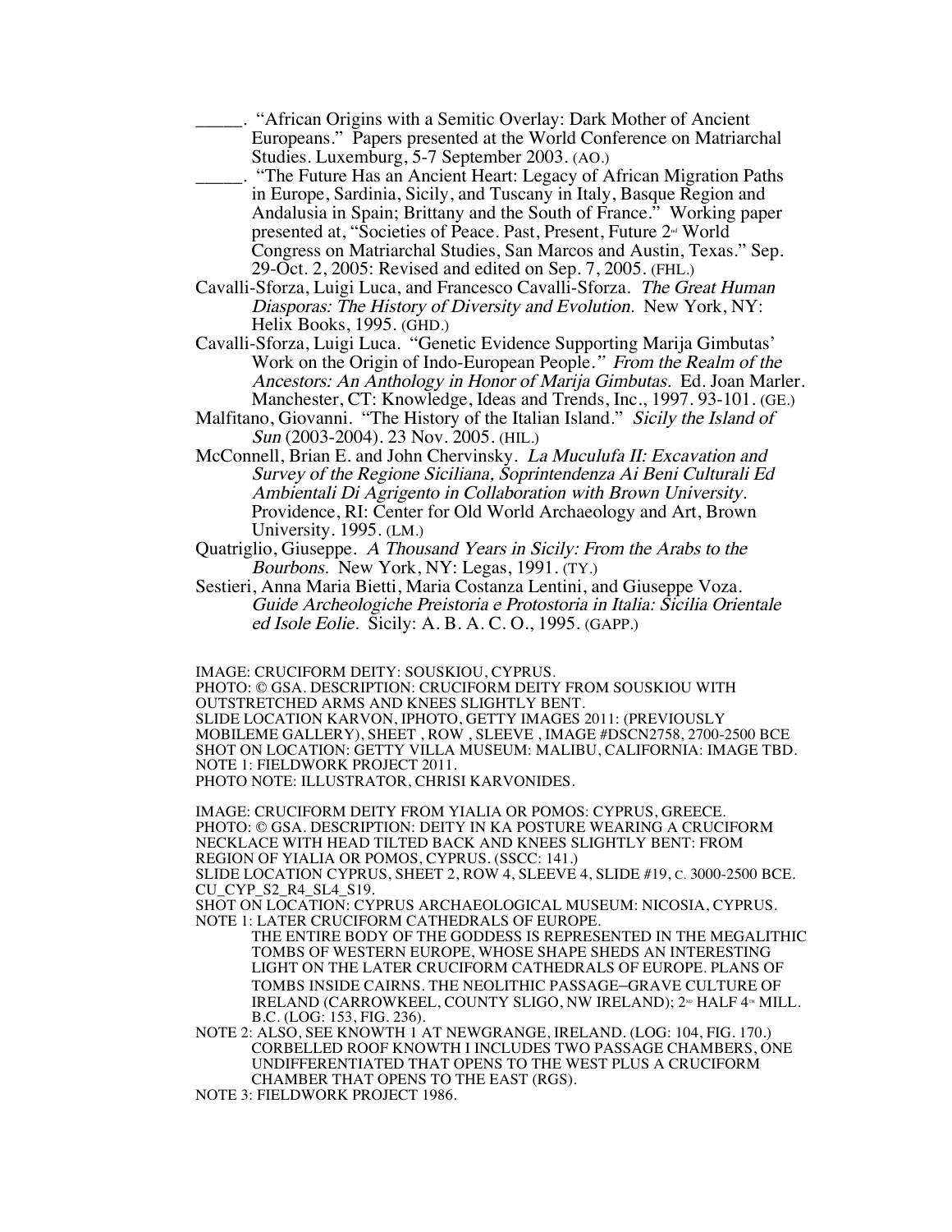_____. "African Origins with a Semitic Overlay: Dark Mother of Ancient Europeans." Papers presented at the World Conference on Matriarchal Studies. Luxemburg, 5-7 September 2003. (AO.)

_____. "The Future Has an Ancient Heart: Legacy of African Migration Paths in Europe, Sardinia, Sicily, and Tuscany in Italy, Basque Region and Andalusia in Spain; Brittany and the South of France." Working paper presented at, "Societies of Peace. Past, Present, Future 2nd World Congress on Matriarchal Studies, San Marcos and Austin, Texas." Sep. 29-Oct. 2, 2005: Revised and edited on Sep. 7, 2005. (FHL.)

Cavalli-Sforza, Luigi Luca, and Francesco Cavalli-Sforza. *The Great Human Diasporas: The History of Diversity and Evolution.* New York, NY: Helix Books, 1995. (GHD.)

Cavalli-Sforza, Luigi Luca. "Genetic Evidence Supporting Marija Gimbutas' Work on the Origin of Indo-European People." *From the Realm of the Ancestors: An Anthology in Honor of Marija Gimbutas.* Ed. Joan Marler. Manchester, CT: Knowledge, Ideas and Trends, Inc., 1997. 93-101. (GE.)

Malfitano, Giovanni. "The History of the Italian Island." *Sicily the Island of Sun* (2003-2004). 23 Nov. 2005. (HIL.)

McConnell, Brian E. and John Chervinsky. *La Muculufa II: Excavation and Survey of the Regione Siciliana, Soprintendenza Ai Beni Culturali Ed Ambientali Di Agrigento in Collaboration with Brown University.* Providence, RI: Center for Old World Archaeology and Art, Brown University. 1995. (LM.)

Quatriglio, Giuseppe. *A Thousand Years in Sicily: From the Arabs to the Bourbons.* New York, NY: Legas, 1991. (TY.)

Sestieri, Anna Maria Bietti, Maria Costanza Lentini, and Giuseppe Voza. *Guide Archeologiche Preistoria e Protostoria in Italia: Sicilia Orientale ed Isole Eolie.* Sicily: A. B. A. C. O., 1995. (GAPP.)

IMAGE: CRUCIFORM DEITY: SOUSKIOU, CYPRUS.
PHOTO: © GSA. DESCRIPTION: CRUCIFORM DEITY FROM SOUSKIOU WITH OUTSTRETCHED ARMS AND KNEES SLIGHTLY BENT.
SLIDE LOCATION KARVON, IPHOTO, GETTY IMAGES 2011: (PREVIOUSLY MOBILEME GALLERY), SHEET , ROW , SLEEVE , IMAGE #DSCN2758, 2700-2500 BCE
SHOT ON LOCATION: GETTY VILLA MUSEUM: MALIBU, CALIFORNIA: IMAGE TBD.
NOTE 1: FIELDWORK PROJECT 2011.
PHOTO NOTE: ILLUSTRATOR, CHRISI KARVONIDES.

IMAGE: CRUCIFORM DEITY FROM YIALIA OR POMOS: CYPRUS, GREECE.
PHOTO: © GSA. DESCRIPTION: DEITY IN KA POSTURE WEARING A CRUCIFORM NECKLACE WITH HEAD TILTED BACK AND KNEES SLIGHTLY BENT: FROM REGION OF YIALIA OR POMOS, CYPRUS. (SSCC: 141.)
SLIDE LOCATION CYPRUS, SHEET 2, ROW 4, SLEEVE 4, SLIDE #19, C. 3000-2500 BCE.
CU_CYP_S2_R4_SL4_S19.
SHOT ON LOCATION: CYPRUS ARCHAEOLOGICAL MUSEUM: NICOSIA, CYPRUS.
NOTE 1: LATER CRUCIFORM CATHEDRALS OF EUROPE.
THE ENTIRE BODY OF THE GODDESS IS REPRESENTED IN THE MEGALITHIC TOMBS OF WESTERN EUROPE, WHOSE SHAPE SHEDS AN INTERESTING LIGHT ON THE LATER CRUCIFORM CATHEDRALS OF EUROPE. PLANS OF TOMBS INSIDE CAIRNS. THE NEOLITHIC PASSAGE–GRAVE CULTURE OF IRELAND (CARROWKEEL, COUNTY SLIGO, NW IRELAND); 2ND HALF 4TH MILL. B.C. (LOG: 153, FIG. 236).
NOTE 2: ALSO, SEE KNOWTH 1 AT NEWGRANGE, IRELAND. (LOG: 104, FIG. 170.) CORBELLED ROOF KNOWTH I INCLUDES TWO PASSAGE CHAMBERS, ONE UNDIFFERENTIATED THAT OPENS TO THE WEST PLUS A CRUCIFORM CHAMBER THAT OPENS TO THE EAST (RGS).
NOTE 3: FIELDWORK PROJECT 1986.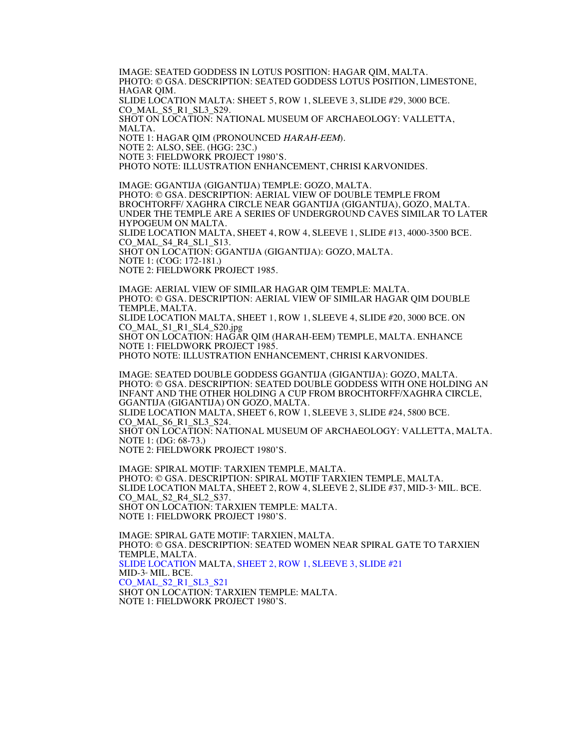IMAGE: SEATED GODDESS IN LOTUS POSITION: HAGAR QIM, MALTA.
PHOTO: © GSA. DESCRIPTION: SEATED GODDESS LOTUS POSITION, LIMESTONE, HAGAR QIM.
SLIDE LOCATION MALTA: SHEET 5, ROW 1, SLEEVE 3, SLIDE #29, 3000 BCE.
CO_MAL_S5_R1_SL3_S29.
SHOT ON LOCATION: NATIONAL MUSEUM OF ARCHAEOLOGY: VALLETTA, MALTA.
NOTE 1: HAGAR QIM (PRONOUNCED *HARAH-EEM*).
NOTE 2: ALSO, SEE. (HGG: 23C.)
NOTE 3: FIELDWORK PROJECT 1980'S.
PHOTO NOTE: ILLUSTRATION ENHANCEMENT, CHRISI KARVONIDES.

IMAGE: GGANTIJA (GIGANTIJA) TEMPLE: GOZO, MALTA.
PHOTO: © GSA. DESCRIPTION: AERIAL VIEW OF DOUBLE TEMPLE FROM BROCHTORFF/ XAGHRA CIRCLE NEAR GGANTIJA (GIGANTIJA), GOZO, MALTA. UNDER THE TEMPLE ARE A SERIES OF UNDERGROUND CAVES SIMILAR TO LATER HYPOGEUM ON MALTA.
SLIDE LOCATION MALTA, SHEET 4, ROW 4, SLEEVE 1, SLIDE #13, 4000-3500 BCE.
CO_MAL_S4_R4_SL1_S13.
SHOT ON LOCATION: GGANTIJA (GIGANTIJA): GOZO, MALTA.
NOTE 1: (COG: 172-181.)
NOTE 2: FIELDWORK PROJECT 1985.

IMAGE: AERIAL VIEW OF SIMILAR HAGAR QIM TEMPLE: MALTA.
PHOTO: © GSA. DESCRIPTION: AERIAL VIEW OF SIMILAR HAGAR QIM DOUBLE TEMPLE, MALTA.
SLIDE LOCATION MALTA, SHEET 1, ROW 1, SLEEVE 4, SLIDE #20, 3000 BCE. ON
CO_MAL_S1_R1_SL4_S20.jpg
SHOT ON LOCATION: HAGAR QIM (HARAH-EEM) TEMPLE, MALTA. ENHANCE
NOTE 1: FIELDWORK PROJECT 1985.
PHOTO NOTE: ILLUSTRATION ENHANCEMENT, CHRISI KARVONIDES.

IMAGE: SEATED DOUBLE GODDESS GGANTIJA (GIGANTIJA): GOZO, MALTA.
PHOTO: © GSA. DESCRIPTION: SEATED DOUBLE GODDESS WITH ONE HOLDING AN INFANT AND THE OTHER HOLDING A CUP FROM BROCHTORFF/XAGHRA CIRCLE, GGANTIJA (GIGANTIJA) ON GOZO, MALTA.
SLIDE LOCATION MALTA, SHEET 6, ROW 1, SLEEVE 3, SLIDE #24, 5800 BCE.
CO_MAL_S6_R1_SL3_S24.
SHOT ON LOCATION: NATIONAL MUSEUM OF ARCHAEOLOGY: VALLETTA, MALTA.
NOTE 1: (DG: 68-73.)
NOTE 2: FIELDWORK PROJECT 1980'S.

IMAGE: SPIRAL MOTIF: TARXIEN TEMPLE, MALTA.
PHOTO: © GSA. DESCRIPTION: SPIRAL MOTIF TARXIEN TEMPLE, MALTA.
SLIDE LOCATION MALTA, SHEET 2, ROW 4, SLEEVE 2, SLIDE #37, MID-3rd MIL. BCE.
CO_MAL_S2_R4_SL2_S37.
SHOT ON LOCATION: TARXIEN TEMPLE: MALTA.
NOTE 1: FIELDWORK PROJECT 1980'S.

IMAGE: SPIRAL GATE MOTIF: TARXIEN, MALTA.
PHOTO: © GSA. DESCRIPTION: SEATED WOMEN NEAR SPIRAL GATE TO TARXIEN TEMPLE, MALTA.
SLIDE LOCATION MALTA, SHEET 2, ROW 1, SLEEVE 3, SLIDE #21
MID-3rd MIL. BCE.
CO_MAL_S2_R1_SL3_S21
SHOT ON LOCATION: TARXIEN TEMPLE: MALTA.
NOTE 1: FIELDWORK PROJECT 1980'S.